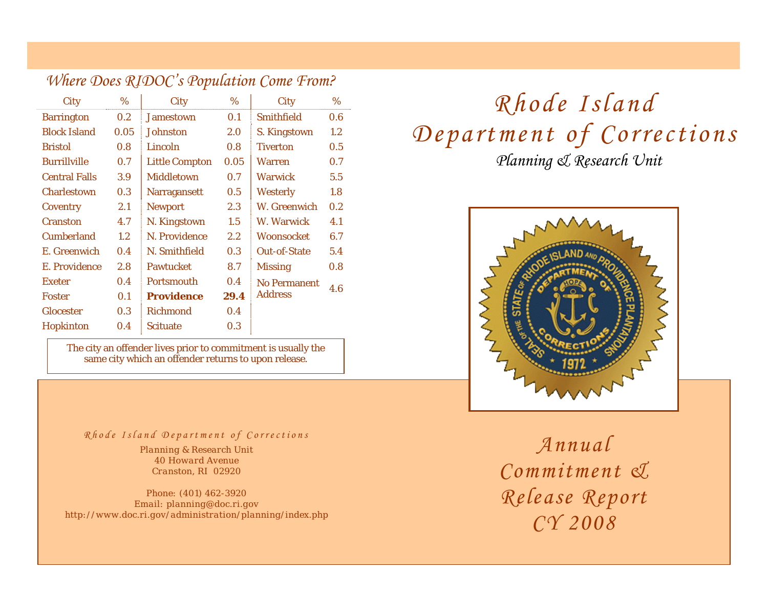# Rhode Island Department of Corrections

*Planning & Research Unit*

# Annual Commitment & Release Report CY 2008

## Where Does RIDOC's Population Come From?

| City | % | City | % | City | % |
|---|---|---|---|---|---|
| Barrington | 0.2 | Jamestown | 0.1 | Smithfield | 0.6 |
| Block Island | 0.05 | Johnston | 2.0 | S. Kingstown | 1.2 |
| Bristol | 0.8 | Lincoln | 0.8 | Tiverton | 0.5 |
| Burrillville | 0.7 | Little Compton | 0.05 | Warren | 0.7 |
| Central Falls | 3.9 | Middletown | 0.7 | Warwick | 5.5 |
| Charlestown | 0.3 | Narragansett | 0.5 | Westerly | 1.8 |
| Coventry | 2.1 | Newport | 2.3 | W. Greenwich | 0.2 |
| Cranston | 4.7 | N. Kingstown | 1.5 | W. Warwick | 4.1 |
| Cumberland | 1.2 | N. Providence | 2.2 | Woonsocket | 6.7 |
| E. Greenwich | 0.4 | N. Smithfield | 0.3 | Out-of-State | 5.4 |
| E. Providence | 2.8 | Pawtucket | 8.7 | Missing | 0.8 |
| Exeter | 0.4 | Portsmouth | 0.4 | No Permanent Address | 4.6 |
| Foster | 0.1 | **Providence** | **29.4** | | |
| Glocester | 0.3 | Richmond | 0.4 | | |
| Hopkinton | 0.4 | Scituate | 0.3 | | |

The city an offender lives prior to commitment is usually the same city which an offender returns to upon release.

*Rhode Island Department of Corrections*

Planning & Research Unit
40 Howard Avenue
Cranston, RI 02920

Phone: (401) 462-3920
Email: planning@doc.ri.gov
http://www.doc.ri.gov/administration/planning/index.php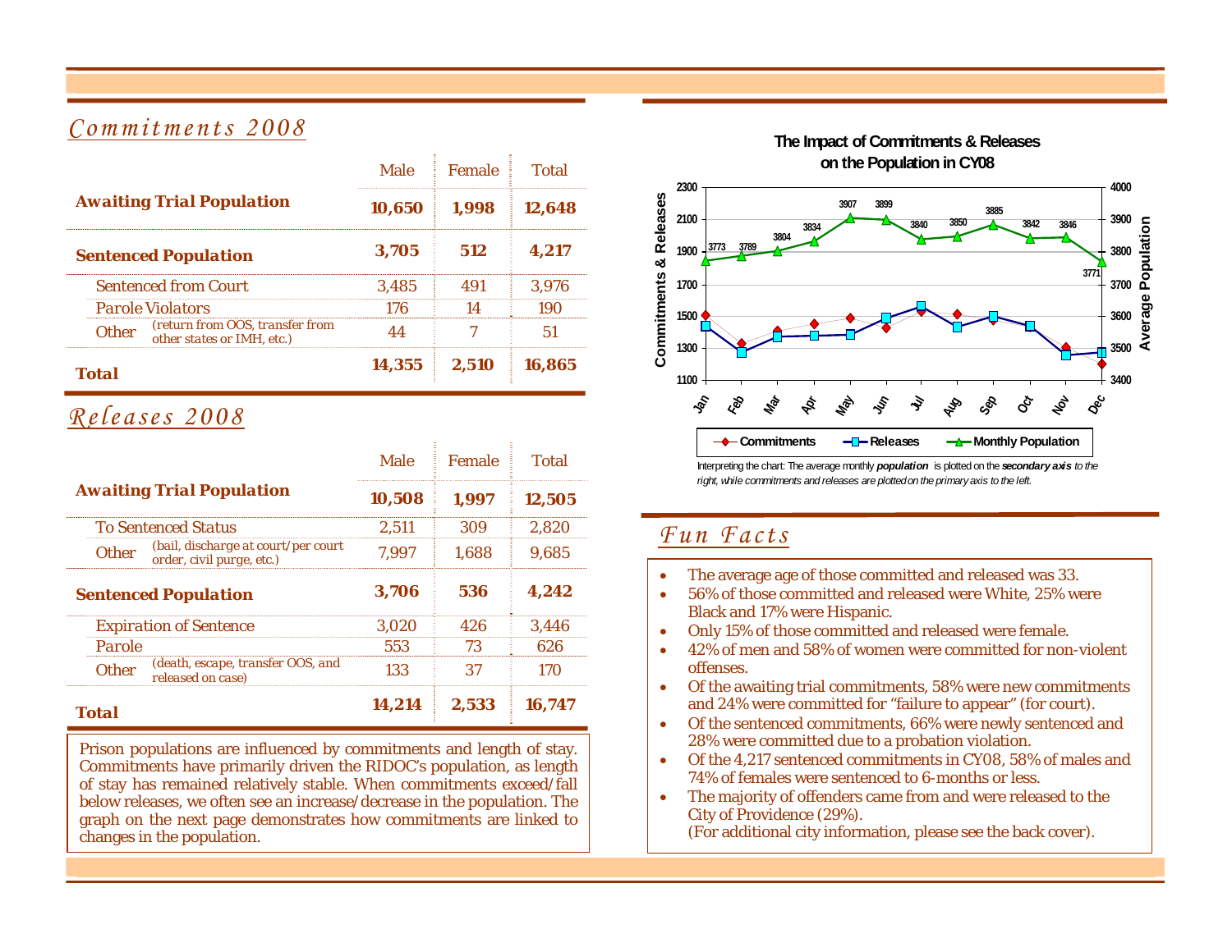## Commitments 2008

| | Male | Female | Total |
|---|---|---|---|
| **Awaiting Trial Population** | **10,650** | **1,998** | **12,648** |
| **Sentenced Population** | **3,705** | **512** | **4,217** |
| Sentenced from Court | 3,485 | 491 | 3,976 |
| Parole Violators | 176 | 14 | 190 |
| Other (return from OOS, transfer from other states or IMH, etc.) | 44 | 7 | 51 |
| **Total** | **14,355** | **2,510** | **16,865** |

## Releases 2008

| | Male | Female | Total |
|---|---|---|---|
| **Awaiting Trial Population** | **10,508** | **1,997** | **12,505** |
| To Sentenced Status | 2,511 | 309 | 2,820 |
| Other (bail, discharge at court/per court order, civil purge, etc.) | 7,997 | 1,688 | 9,685 |
| **Sentenced Population** | **3,706** | **536** | **4,242** |
| Expiration of Sentence | 3,020 | 426 | 3,446 |
| Parole | 553 | 73 | 626 |
| Other (death, escape, transfer OOS, and released on case) | 133 | 37 | 170 |
| **Total** | **14,214** | **2,533** | **16,747** |

Prison populations are influenced by commitments and length of stay. Commitments have primarily driven the RIDOC's population, as length of stay has remained relatively stable. When commitments exceed/fall below releases, we often see an increase/decrease in the population. The graph on the next page demonstrates how commitments are linked to changes in the population.

**The Impact of Commitments & Releases on the Population in CY08**

Commitments & Releases

2300
2100
1900
1700
1500
1300
1100

Average Population

4000
3900
3800
3700
3600
3500
3400

3773 3789 3804 3834 3907 3899 3840 3850 3885 3842 3846 3771

Jan Feb Mar Apr May Jun Jul Aug Sep Oct Nov Dec

Commitments — Releases — Monthly Population

*Interpreting the chart: The average monthly **population** is plotted on the **secondary axis** to the right, while commitments and releases are plotted on the primary axis to the left.*

## Fun Facts

- The average age of those committed and released was 33.
- 56% of those committed and released were White, 25% were Black and 17% were Hispanic.
- Only 15% of those committed and released were female.
- 42% of men and 58% of women were committed for non-violent offenses.
- Of the awaiting trial commitments, 58% were new commitments and 24% were committed for "failure to appear" (for court).
- Of the sentenced commitments, 66% were newly sentenced and 28% were committed due to a probation violation.
- Of the 4,217 sentenced commitments in CY08, 58% of males and 74% of females were sentenced to 6-months or less.
- The majority of offenders came from and were released to the City of Providence (29%).
  (For additional city information, please see the back cover).